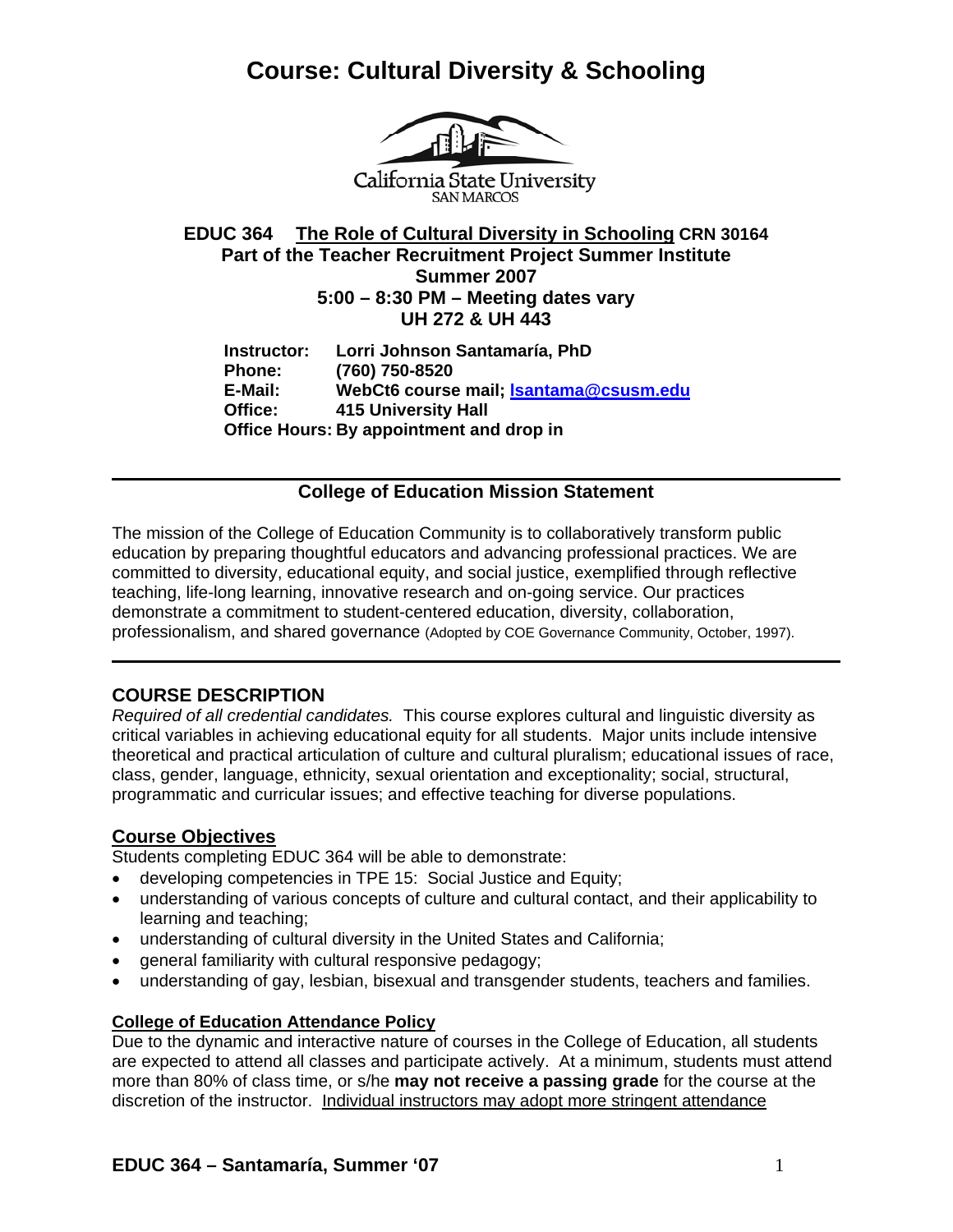# Course: Cultural Diversity & Schooling

California State University
SAN MARCOS

**EDUC 364 The Role of Cultural Diversity in Schooling CRN 30164**
**Part of the Teacher Recruitment Project Summer Institute**
**Summer 2007**
**5:00 – 8:30 PM – Meeting dates vary**
**UH 272 & UH 443**

**Instructor:** Lorri Johnson Santamaría, PhD
**Phone:** (760) 750-8520
**E-Mail:** WebCt6 course mail; lsantama@csusm.edu
**Office:** 415 University Hall
**Office Hours:** By appointment and drop in

---

### College of Education Mission Statement

The mission of the College of Education Community is to collaboratively transform public education by preparing thoughtful educators and advancing professional practices. We are committed to diversity, educational equity, and social justice, exemplified through reflective teaching, life-long learning, innovative research and on-going service. Our practices demonstrate a commitment to student-centered education, diversity, collaboration, professionalism, and shared governance (Adopted by COE Governance Community, October, 1997).

---

## COURSE DESCRIPTION

*Required of all credential candidates.* This course explores cultural and linguistic diversity as critical variables in achieving educational equity for all students. Major units include intensive theoretical and practical articulation of culture and cultural pluralism; educational issues of race, class, gender, language, ethnicity, sexual orientation and exceptionality; social, structural, programmatic and curricular issues; and effective teaching for diverse populations.

### Course Objectives

Students completing EDUC 364 will be able to demonstrate:

- developing competencies in TPE 15: Social Justice and Equity;
- understanding of various concepts of culture and cultural contact, and their applicability to learning and teaching;
- understanding of cultural diversity in the United States and California;
- general familiarity with cultural responsive pedagogy;
- understanding of gay, lesbian, bisexual and transgender students, teachers and families.

### College of Education Attendance Policy

Due to the dynamic and interactive nature of courses in the College of Education, all students are expected to attend all classes and participate actively. At a minimum, students must attend more than 80% of class time, or s/he **may not receive a passing grade** for the course at the discretion of the instructor. Individual instructors may adopt more stringent attendance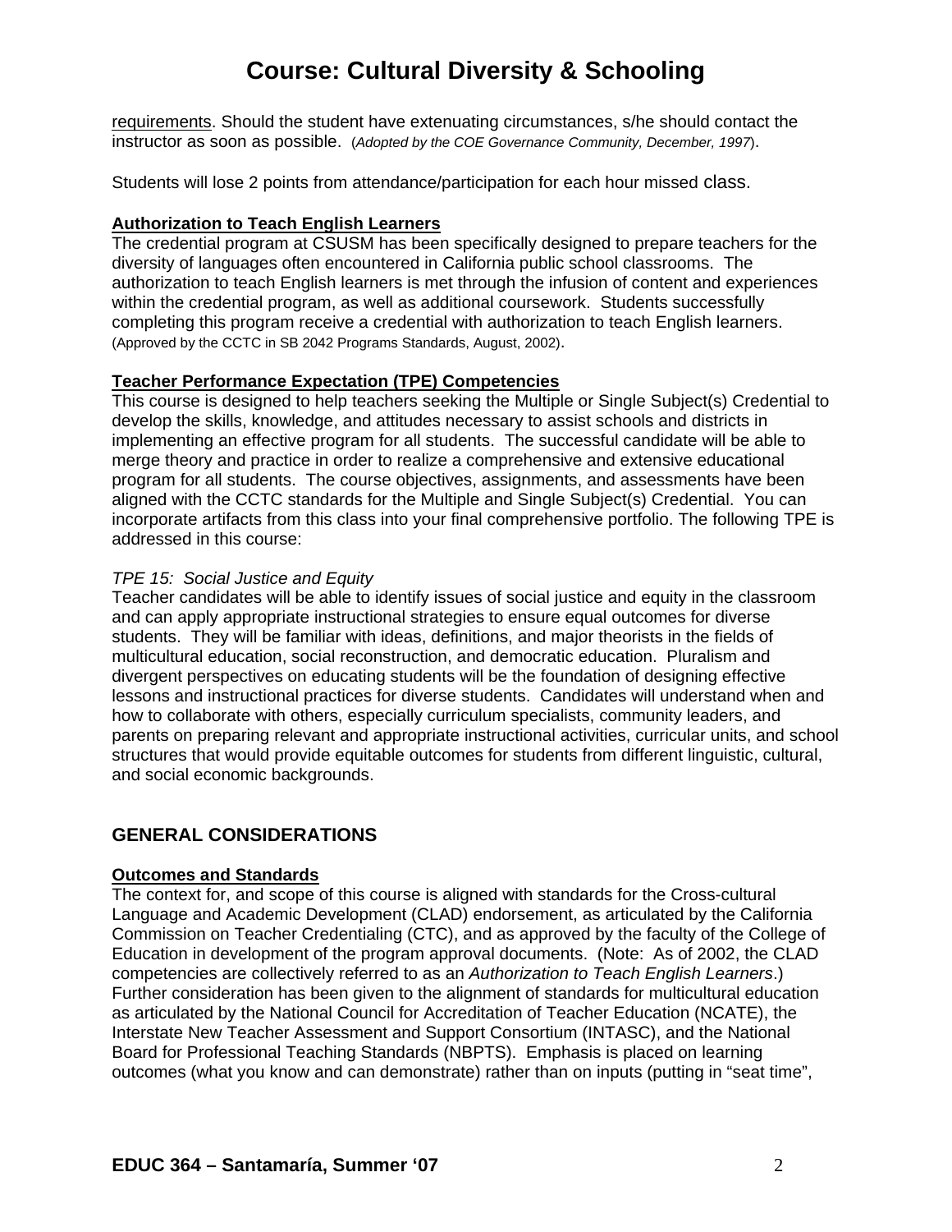requirements. Should the student have extenuating circumstances, s/he should contact the instructor as soon as possible. (*Adopted by the COE Governance Community, December, 1997*).

Students will lose 2 points from attendance/participation for each hour missed class.

**Authorization to Teach English Learners**

The credential program at CSUSM has been specifically designed to prepare teachers for the diversity of languages often encountered in California public school classrooms. The authorization to teach English learners is met through the infusion of content and experiences within the credential program, as well as additional coursework. Students successfully completing this program receive a credential with authorization to teach English learners. (Approved by the CCTC in SB 2042 Programs Standards, August, 2002).

**Teacher Performance Expectation (TPE) Competencies**

This course is designed to help teachers seeking the Multiple or Single Subject(s) Credential to develop the skills, knowledge, and attitudes necessary to assist schools and districts in implementing an effective program for all students. The successful candidate will be able to merge theory and practice in order to realize a comprehensive and extensive educational program for all students. The course objectives, assignments, and assessments have been aligned with the CCTC standards for the Multiple and Single Subject(s) Credential. You can incorporate artifacts from this class into your final comprehensive portfolio. The following TPE is addressed in this course:

*TPE 15: Social Justice and Equity*

Teacher candidates will be able to identify issues of social justice and equity in the classroom and can apply appropriate instructional strategies to ensure equal outcomes for diverse students. They will be familiar with ideas, definitions, and major theorists in the fields of multicultural education, social reconstruction, and democratic education. Pluralism and divergent perspectives on educating students will be the foundation of designing effective lessons and instructional practices for diverse students. Candidates will understand when and how to collaborate with others, especially curriculum specialists, community leaders, and parents on preparing relevant and appropriate instructional activities, curricular units, and school structures that would provide equitable outcomes for students from different linguistic, cultural, and social economic backgrounds.

## GENERAL CONSIDERATIONS

**Outcomes and Standards**

The context for, and scope of this course is aligned with standards for the Cross-cultural Language and Academic Development (CLAD) endorsement, as articulated by the California Commission on Teacher Credentialing (CTC), and as approved by the faculty of the College of Education in development of the program approval documents. (Note: As of 2002, the CLAD competencies are collectively referred to as an *Authorization to Teach English Learners*.) Further consideration has been given to the alignment of standards for multicultural education as articulated by the National Council for Accreditation of Teacher Education (NCATE), the Interstate New Teacher Assessment and Support Consortium (INTASC), and the National Board for Professional Teaching Standards (NBPTS). Emphasis is placed on learning outcomes (what you know and can demonstrate) rather than on inputs (putting in "seat time",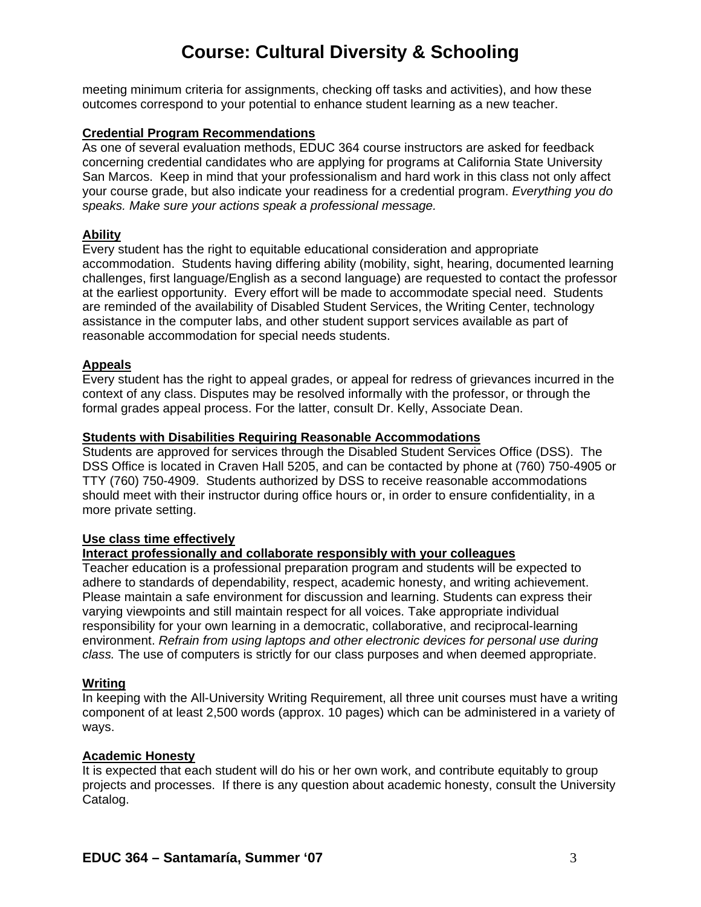meeting minimum criteria for assignments, checking off tasks and activities), and how these outcomes correspond to your potential to enhance student learning as a new teacher.

## Credential Program Recommendations

As one of several evaluation methods, EDUC 364 course instructors are asked for feedback concerning credential candidates who are applying for programs at California State University San Marcos. Keep in mind that your professionalism and hard work in this class not only affect your course grade, but also indicate your readiness for a credential program. *Everything you do speaks. Make sure your actions speak a professional message.*

## Ability

Every student has the right to equitable educational consideration and appropriate accommodation. Students having differing ability (mobility, sight, hearing, documented learning challenges, first language/English as a second language) are requested to contact the professor at the earliest opportunity. Every effort will be made to accommodate special need. Students are reminded of the availability of Disabled Student Services, the Writing Center, technology assistance in the computer labs, and other student support services available as part of reasonable accommodation for special needs students.

## Appeals

Every student has the right to appeal grades, or appeal for redress of grievances incurred in the context of any class. Disputes may be resolved informally with the professor, or through the formal grades appeal process. For the latter, consult Dr. Kelly, Associate Dean.

## Students with Disabilities Requiring Reasonable Accommodations

Students are approved for services through the Disabled Student Services Office (DSS). The DSS Office is located in Craven Hall 5205, and can be contacted by phone at (760) 750-4905 or TTY (760) 750-4909. Students authorized by DSS to receive reasonable accommodations should meet with their instructor during office hours or, in order to ensure confidentiality, in a more private setting.

## Use class time effectively
## Interact professionally and collaborate responsibly with your colleagues

Teacher education is a professional preparation program and students will be expected to adhere to standards of dependability, respect, academic honesty, and writing achievement. Please maintain a safe environment for discussion and learning. Students can express their varying viewpoints and still maintain respect for all voices. Take appropriate individual responsibility for your own learning in a democratic, collaborative, and reciprocal-learning environment. *Refrain from using laptops and other electronic devices for personal use during class.* The use of computers is strictly for our class purposes and when deemed appropriate.

## Writing

In keeping with the All-University Writing Requirement, all three unit courses must have a writing component of at least 2,500 words (approx. 10 pages) which can be administered in a variety of ways.

## Academic Honesty

It is expected that each student will do his or her own work, and contribute equitably to group projects and processes. If there is any question about academic honesty, consult the University Catalog.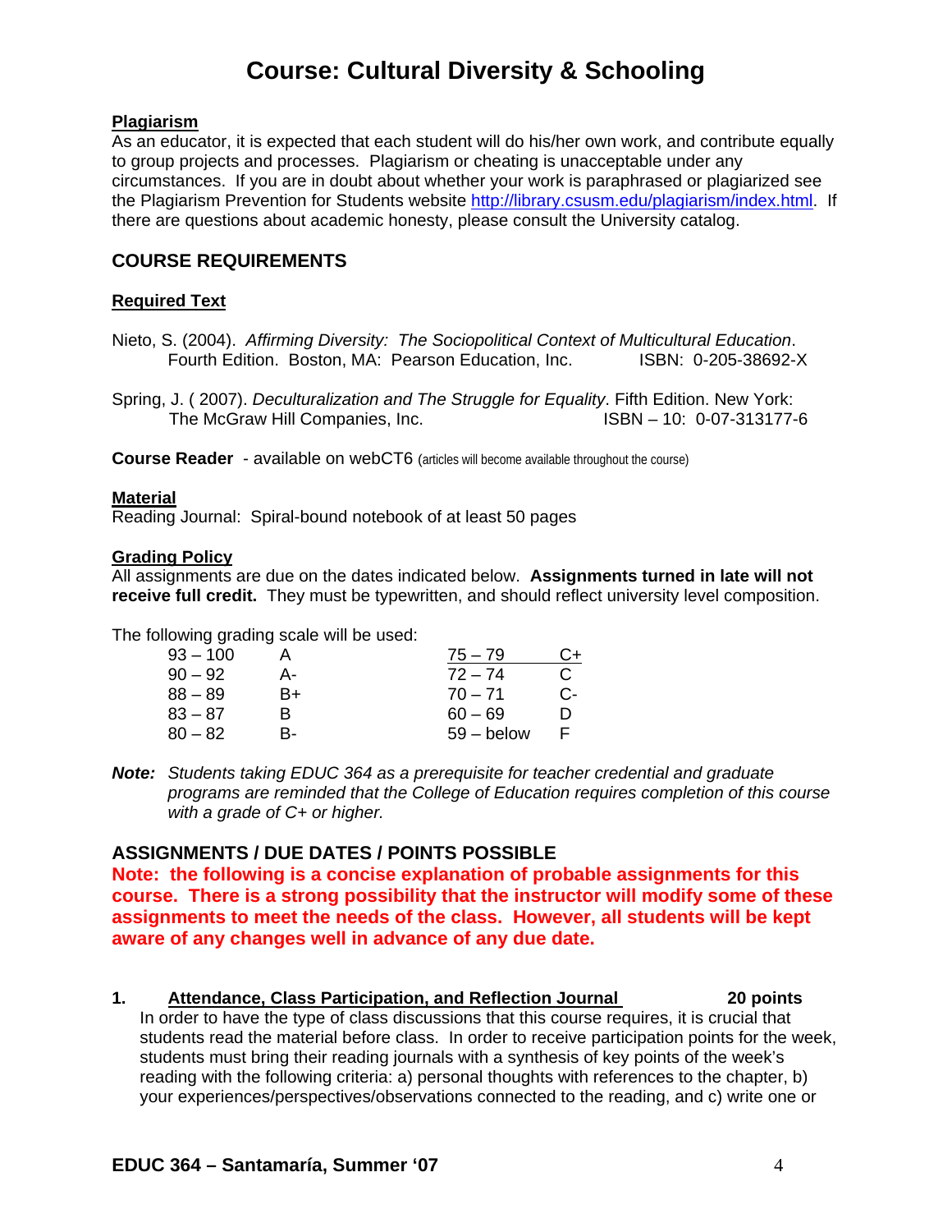# Course: Cultural Diversity & Schooling

**Plagiarism**

As an educator, it is expected that each student will do his/her own work, and contribute equally to group projects and processes. Plagiarism or cheating is unacceptable under any circumstances. If you are in doubt about whether your work is paraphrased or plagiarized see the Plagiarism Prevention for Students website http://library.csusm.edu/plagiarism/index.html. If there are questions about academic honesty, please consult the University catalog.

## COURSE REQUIREMENTS

**Required Text**

Nieto, S. (2004). *Affirming Diversity: The Sociopolitical Context of Multicultural Education*. Fourth Edition. Boston, MA: Pearson Education, Inc. ISBN: 0-205-38692-X

Spring, J. ( 2007). *Deculturalization and The Struggle for Equality*. Fifth Edition. New York: The McGraw Hill Companies, Inc. ISBN – 10: 0-07-313177-6

**Course Reader** - available on webCT6 (articles will become available throughout the course)

**Material**

Reading Journal: Spiral-bound notebook of at least 50 pages

**Grading Policy**

All assignments are due on the dates indicated below. **Assignments turned in late will not receive full credit.** They must be typewritten, and should reflect university level composition.

The following grading scale will be used:

| | | | |
|---|---|---|---|
| 93 – 100 | A | 75 – 79 | C+ |
| 90 – 92 | A- | 72 – 74 | C |
| 88 – 89 | B+ | 70 – 71 | C- |
| 83 – 87 | B | 60 – 69 | D |
| 80 – 82 | B- | 59 – below | F |

***Note:*** *Students taking EDUC 364 as a prerequisite for teacher credential and graduate programs are reminded that the College of Education requires completion of this course with a grade of C+ or higher.*

## ASSIGNMENTS / DUE DATES / POINTS POSSIBLE

**Note: the following is a concise explanation of probable assignments for this course. There is a strong possibility that the instructor will modify some of these assignments to meet the needs of the class. However, all students will be kept aware of any changes well in advance of any due date.**

**1. Attendance, Class Participation, and Reflection Journal — 20 points**

In order to have the type of class discussions that this course requires, it is crucial that students read the material before class. In order to receive participation points for the week, students must bring their reading journals with a synthesis of key points of the week's reading with the following criteria: a) personal thoughts with references to the chapter, b) your experiences/perspectives/observations connected to the reading, and c) write one or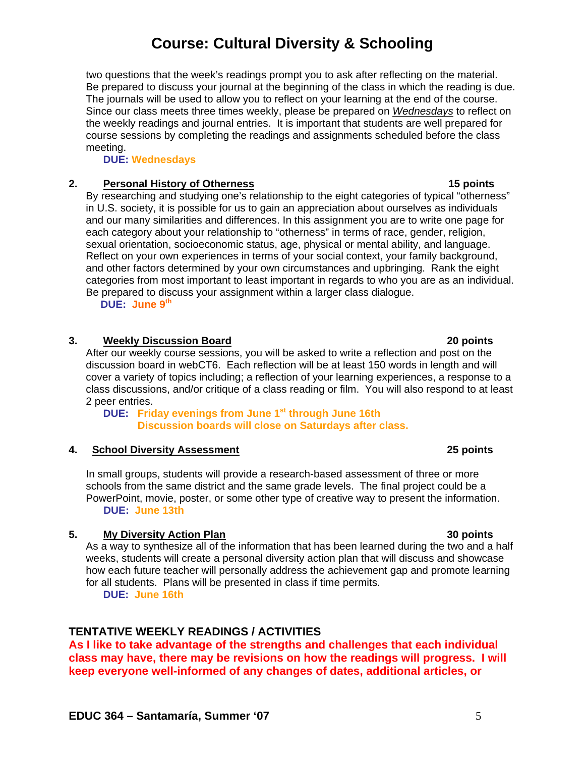two questions that the week's readings prompt you to ask after reflecting on the material. Be prepared to discuss your journal at the beginning of the class in which the reading is due. The journals will be used to allow you to reflect on your learning at the end of the course. Since our class meets three times weekly, please be prepared on *Wednesdays* to reflect on the weekly readings and journal entries. It is important that students are well prepared for course sessions by completing the readings and assignments scheduled before the class meeting.

**DUE: Wednesdays**

**2. Personal History of Otherness** **15 points**

By researching and studying one's relationship to the eight categories of typical "otherness" in U.S. society, it is possible for us to gain an appreciation about ourselves as individuals and our many similarities and differences. In this assignment you are to write one page for each category about your relationship to "otherness" in terms of race, gender, religion, sexual orientation, socioeconomic status, age, physical or mental ability, and language. Reflect on your own experiences in terms of your social context, your family background, and other factors determined by your own circumstances and upbringing. Rank the eight categories from most important to least important in regards to who you are as an individual. Be prepared to discuss your assignment within a larger class dialogue.

**DUE: June 9th**

**3. Weekly Discussion Board** **20 points**

After our weekly course sessions, you will be asked to write a reflection and post on the discussion board in webCT6. Each reflection will be at least 150 words in length and will cover a variety of topics including; a reflection of your learning experiences, a response to a class discussions, and/or critique of a class reading or film. You will also respond to at least 2 peer entries.

**DUE: Friday evenings from June 1st through June 16th**
**Discussion boards will close on Saturdays after class.**

**4. School Diversity Assessment** **25 points**

In small groups, students will provide a research-based assessment of three or more schools from the same district and the same grade levels. The final project could be a PowerPoint, movie, poster, or some other type of creative way to present the information.

**DUE: June 13th**

**5. My Diversity Action Plan** **30 points**

As a way to synthesize all of the information that has been learned during the two and a half weeks, students will create a personal diversity action plan that will discuss and showcase how each future teacher will personally address the achievement gap and promote learning for all students. Plans will be presented in class if time permits.

**DUE: June 16th**

## TENTATIVE WEEKLY READINGS / ACTIVITIES

**As I like to take advantage of the strengths and challenges that each individual class may have, there may be revisions on how the readings will progress. I will keep everyone well-informed of any changes of dates, additional articles, or**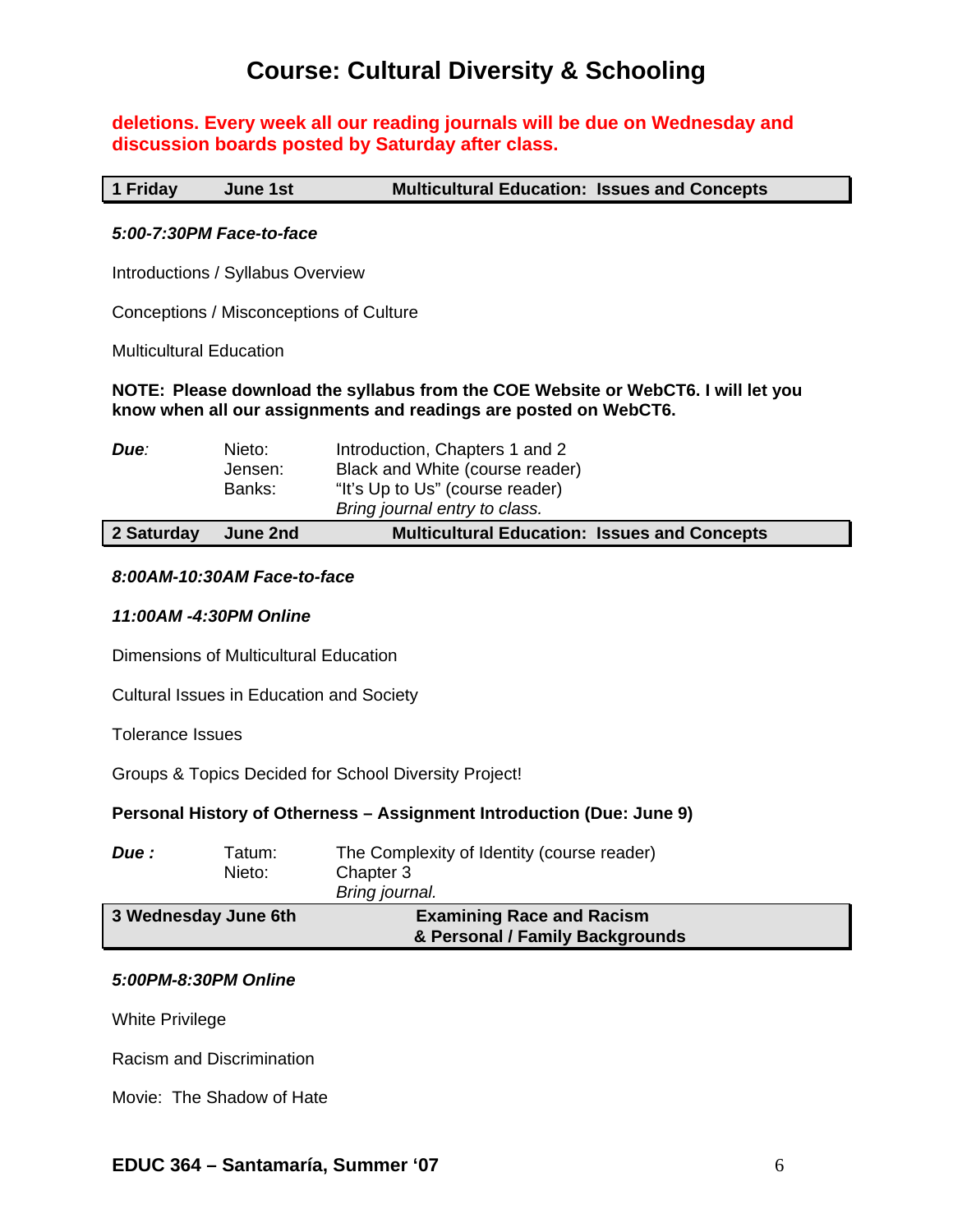**deletions. Every week all our reading journals will be due on Wednesday and discussion boards posted by Saturday after class.**

| **1 Friday** | **June 1st** | **Multicultural Education: Issues and Concepts** |
|---|---|---|

***5:00-7:30PM Face-to-face***

Introductions / Syllabus Overview

Conceptions / Misconceptions of Culture

Multicultural Education

**NOTE: Please download the syllabus from the COE Website or WebCT6. I will let you know when all our assignments and readings are posted on WebCT6.**

| ***Due:*** | Nieto: | Introduction, Chapters 1 and 2 |
|---|---|---|
| | Jensen: | Black and White (course reader) |
| | Banks: | "It's Up to Us" (course reader) |
| | | *Bring journal entry to class.* |

| **2 Saturday** | **June 2nd** | **Multicultural Education: Issues and Concepts** |
|---|---|---|

***8:00AM-10:30AM Face-to-face***

***11:00AM -4:30PM Online***

Dimensions of Multicultural Education

Cultural Issues in Education and Society

Tolerance Issues

Groups & Topics Decided for School Diversity Project!

**Personal History of Otherness – Assignment Introduction (Due: June 9)**

| ***Due :*** | Tatum: | The Complexity of Identity (course reader) |
|---|---|---|
| | Nieto: | Chapter 3 |
| | | *Bring journal.* |

| **3 Wednesday June 6th** | **Examining Race and Racism & Personal / Family Backgrounds** |
|---|---|

***5:00PM-8:30PM Online***

White Privilege

Racism and Discrimination

Movie: The Shadow of Hate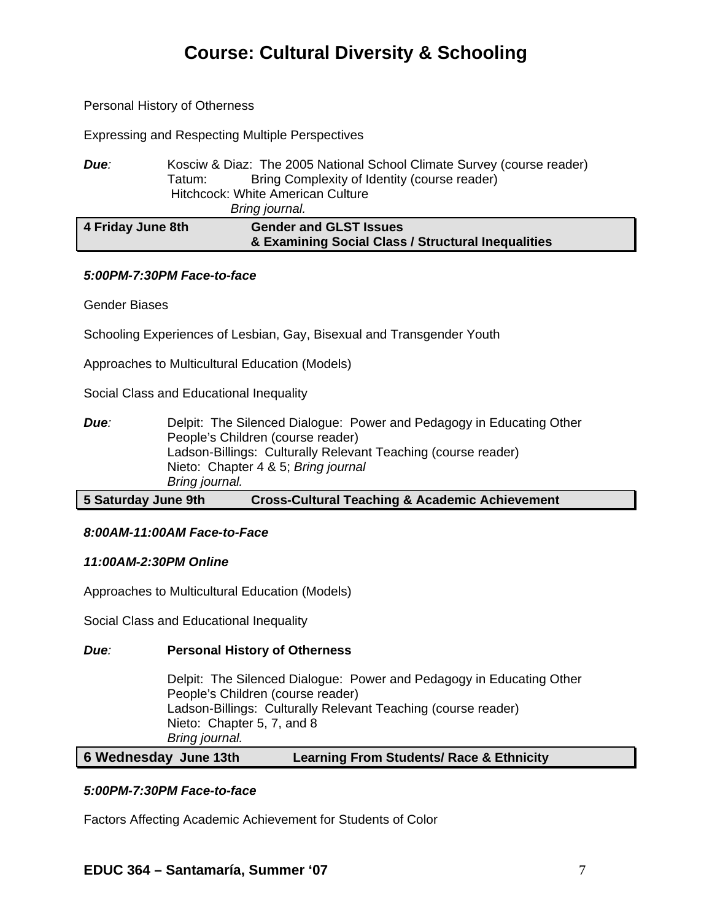# Course: Cultural Diversity & Schooling

Personal History of Otherness

Expressing and Respecting Multiple Perspectives

***Due**:* Kosciw & Diaz: The 2005 National School Climate Survey (course reader)
Tatum: Bring Complexity of Identity (course reader)
Hitchcock: White American Culture
*Bring journal.*

| **4 Friday June 8th** | **Gender and GLST Issues & Examining Social Class / Structural Inequalities** |
|---|---|

***5:00PM-7:30PM Face-to-face***

Gender Biases

Schooling Experiences of Lesbian, Gay, Bisexual and Transgender Youth

Approaches to Multicultural Education (Models)

Social Class and Educational Inequality

***Due**:* Delpit: The Silenced Dialogue: Power and Pedagogy in Educating Other People's Children (course reader)
Ladson-Billings: Culturally Relevant Teaching (course reader)
Nieto: Chapter 4 & 5; *Bring journal*
*Bring journal.*

| **5 Saturday June 9th** | **Cross-Cultural Teaching & Academic Achievement** |
|---|---|

***8:00AM-11:00AM Face-to-Face***

***11:00AM-2:30PM Online***

Approaches to Multicultural Education (Models)

Social Class and Educational Inequality

***Due**:* **Personal History of Otherness**

Delpit: The Silenced Dialogue: Power and Pedagogy in Educating Other People's Children (course reader)
Ladson-Billings: Culturally Relevant Teaching (course reader)
Nieto: Chapter 5, 7, and 8
*Bring journal.*

| **6 Wednesday June 13th** | **Learning From Students/ Race & Ethnicity** |
|---|---|

***5:00PM-7:30PM Face-to-face***

Factors Affecting Academic Achievement for Students of Color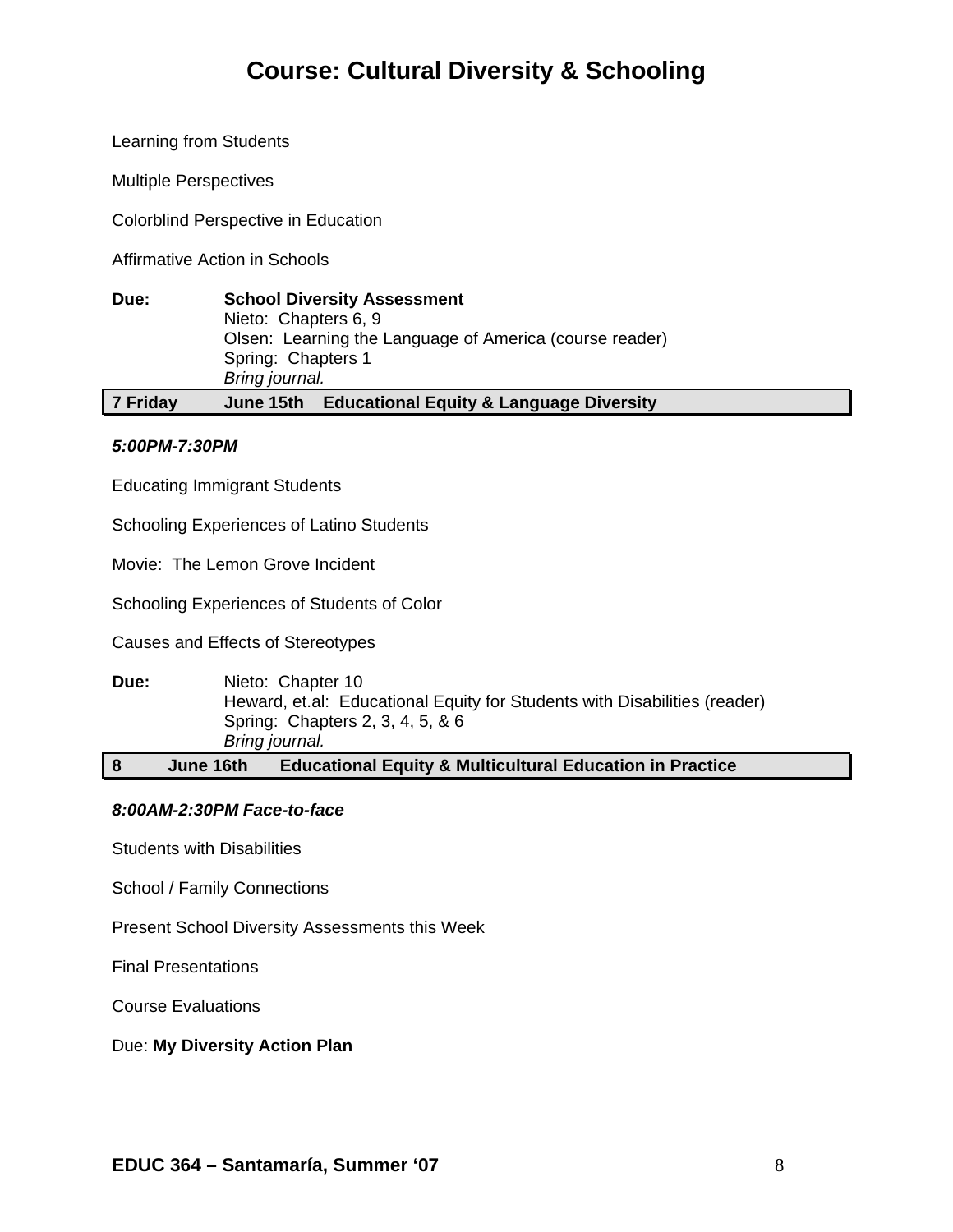# Course: Cultural Diversity & Schooling

Learning from Students

Multiple Perspectives

Colorblind Perspective in Education

Affirmative Action in Schools

**Due:** **School Diversity Assessment**
Nieto: Chapters 6, 9
Olsen: Learning the Language of America (course reader)
Spring: Chapters 1
*Bring journal.*

| **7 Friday** | **June 15th** | **Educational Equity & Language Diversity** |
|---|---|---|

***5:00PM-7:30PM***

Educating Immigrant Students

Schooling Experiences of Latino Students

Movie: The Lemon Grove Incident

Schooling Experiences of Students of Color

Causes and Effects of Stereotypes

**Due:** Nieto: Chapter 10
Heward, et.al: Educational Equity for Students with Disabilities (reader)
Spring: Chapters 2, 3, 4, 5, & 6
*Bring journal.*

| **8** | **June 16th** | **Educational Equity & Multicultural Education in Practice** |
|---|---|---|

***8:00AM-2:30PM Face-to-face***

Students with Disabilities

School / Family Connections

Present School Diversity Assessments this Week

Final Presentations

Course Evaluations

Due: **My Diversity Action Plan**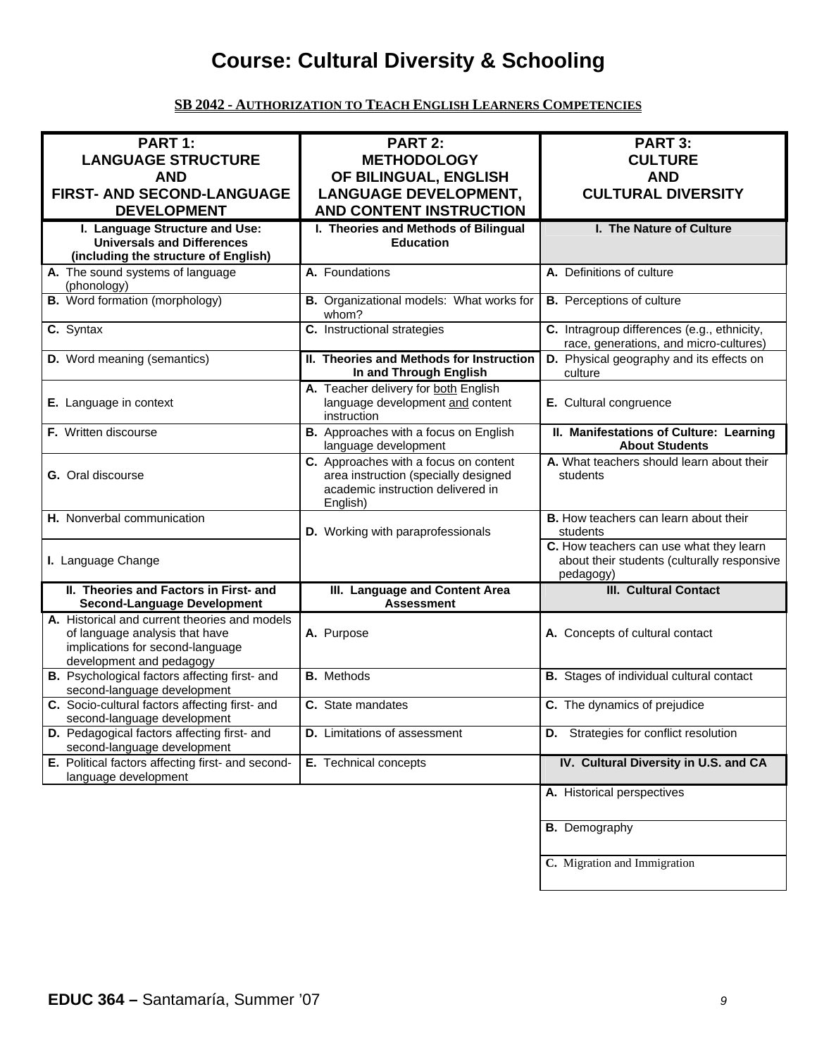# Course: Cultural Diversity & Schooling

**SB 2042 - AUTHORIZATION TO TEACH ENGLISH LEARNERS COMPETENCIES**

| PART 1: LANGUAGE STRUCTURE AND FIRST- AND SECOND-LANGUAGE DEVELOPMENT | PART 2: METHODOLOGY OF BILINGUAL, ENGLISH LANGUAGE DEVELOPMENT, AND CONTENT INSTRUCTION | PART 3: CULTURE AND CULTURAL DIVERSITY |
|---|---|---|
| **I. Language Structure and Use: Universals and Differences (including the structure of English)** | **I. Theories and Methods of Bilingual Education** | **I. The Nature of Culture** |
| **A.** The sound systems of language (phonology) | **A.** Foundations | **A.** Definitions of culture |
| **B.** Word formation (morphology) | **B.** Organizational models: What works for whom? | **B.** Perceptions of culture |
| **C.** Syntax | **C.** Instructional strategies | **C.** Intragroup differences (e.g., ethnicity, race, generations, and micro-cultures) |
| **D.** Word meaning (semantics) | **II. Theories and Methods for Instruction In and Through English** | **D.** Physical geography and its effects on culture |
| **E.** Language in context | **A.** Teacher delivery for both English language development and content instruction | **E.** Cultural congruence |
| **F.** Written discourse | **B.** Approaches with a focus on English language development | **II. Manifestations of Culture: Learning About Students** |
| **G.** Oral discourse | **C.** Approaches with a focus on content area instruction (specially designed academic instruction delivered in English) | **A.** What teachers should learn about their students |
| **H.** Nonverbal communication | **D.** Working with paraprofessionals | **B.** How teachers can learn about their students |
| **I.** Language Change | | **C.** How teachers can use what they learn about their students (culturally responsive pedagogy) |
| **II. Theories and Factors in First- and Second-Language Development** | **III. Language and Content Area Assessment** | **III. Cultural Contact** |
| **A.** Historical and current theories and models of language analysis that have implications for second-language development and pedagogy | **A.** Purpose | **A.** Concepts of cultural contact |
| **B.** Psychological factors affecting first- and second-language development | **B.** Methods | **B.** Stages of individual cultural contact |
| **C.** Socio-cultural factors affecting first- and second-language development | **C.** State mandates | **C.** The dynamics of prejudice |
| **D.** Pedagogical factors affecting first- and second-language development | **D.** Limitations of assessment | **D.** Strategies for conflict resolution |
| **E.** Political factors affecting first- and second-language development | **E.** Technical concepts | **IV. Cultural Diversity in U.S. and CA** |
| | | **A.** Historical perspectives |
| | | **B.** Demography |
| | | **C.** Migration and Immigration |

**EDUC 364 –** Santamaría, Summer '07